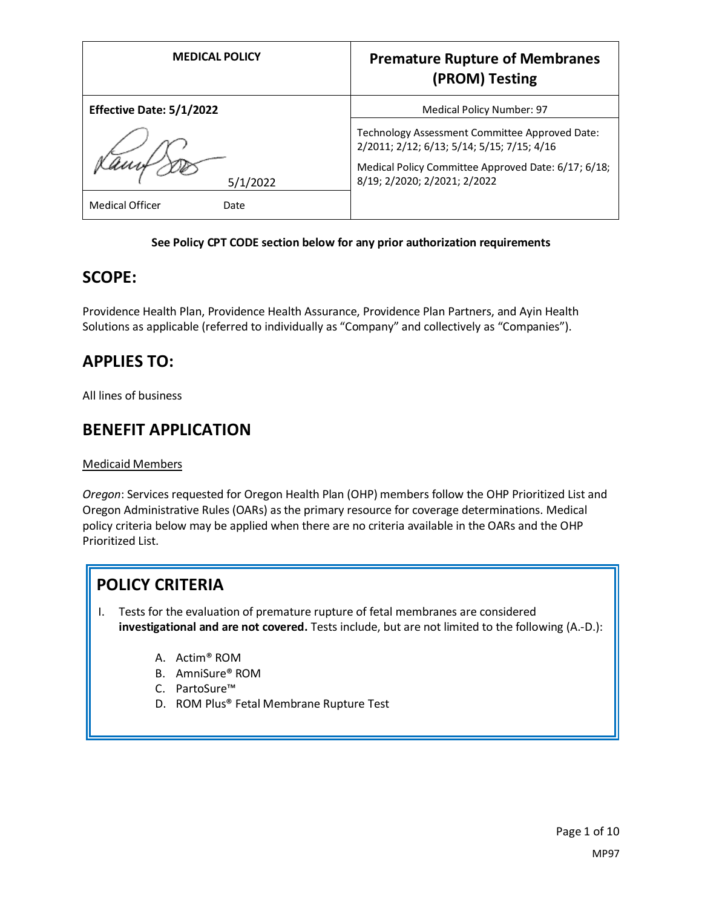| MEDICAL POLICY | Premature Rupture of Membranes (PROM) Testing |
| --- | --- |
| **Effective Date: 5/1/2022** | Medical Policy Number: 97 |
| 5/1/2022 | Technology Assessment Committee Approved Date: 2/2011; 2/12; 6/13; 5/14; 5/15; 7/15; 4/16<br>Medical Policy Committee Approved Date: 6/17; 6/18; 8/19; 2/2020; 2/2021; 2/2022 |
| Medical Officer Date | |

**See Policy CPT CODE section below for any prior authorization requirements**

## SCOPE:

Providence Health Plan, Providence Health Assurance, Providence Plan Partners, and Ayin Health Solutions as applicable (referred to individually as "Company" and collectively as "Companies").

## APPLIES TO:

All lines of business

## BENEFIT APPLICATION

Medicaid Members

*Oregon*: Services requested for Oregon Health Plan (OHP) members follow the OHP Prioritized List and Oregon Administrative Rules (OARs) as the primary resource for coverage determinations. Medical policy criteria below may be applied when there are no criteria available in the OARs and the OHP Prioritized List.

## POLICY CRITERIA

I. Tests for the evaluation of premature rupture of fetal membranes are considered **investigational and are not covered.** Tests include, but are not limited to the following (A.-D.):

   A. Actim® ROM
   B. AmniSure® ROM
   C. PartoSure™
   D. ROM Plus® Fetal Membrane Rupture Test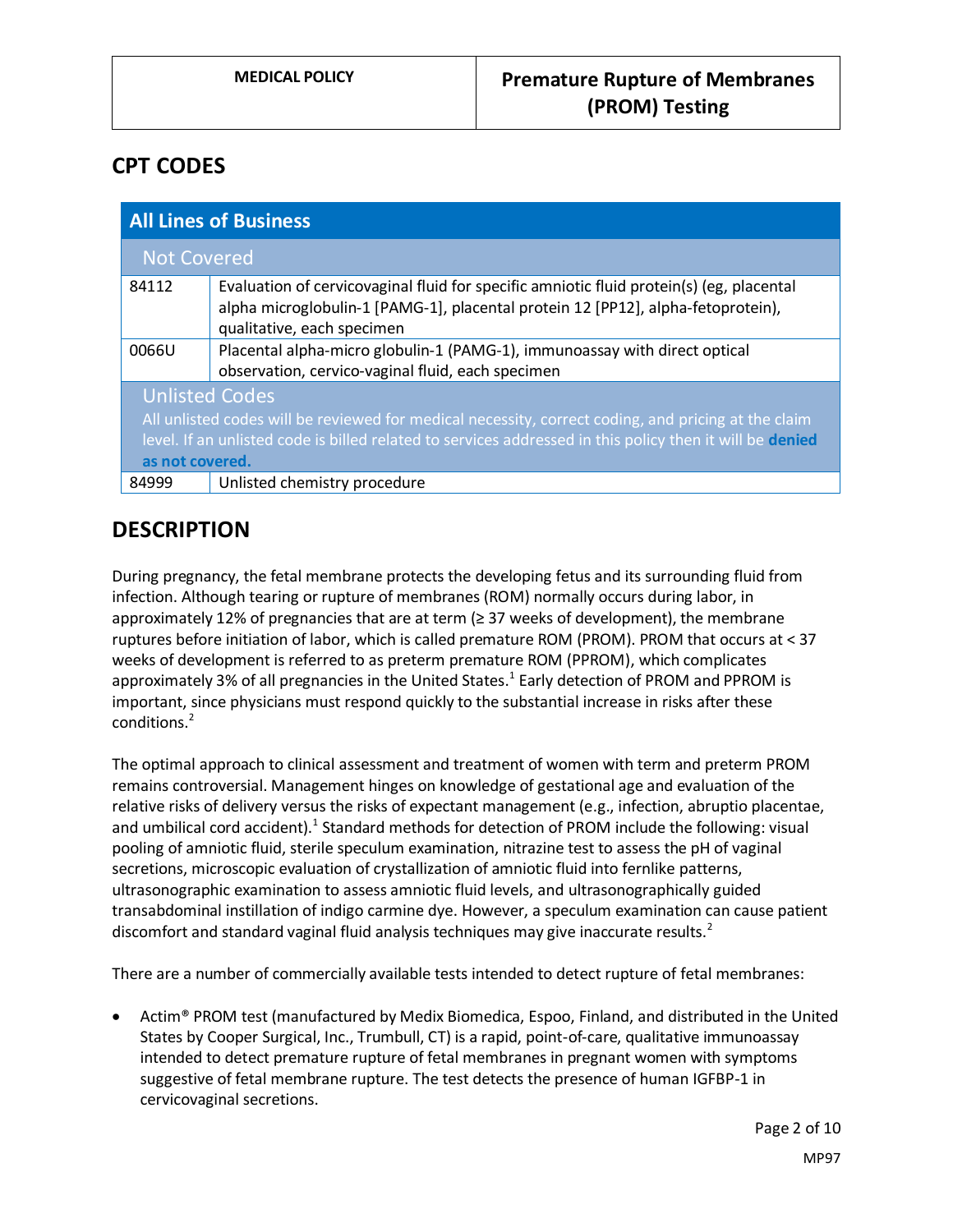## CPT CODES

| All Lines of Business | |
|---|---|
| **Not Covered** | |
| 84112 | Evaluation of cervicovaginal fluid for specific amniotic fluid protein(s) (eg, placental alpha microglobulin-1 [PAMG-1], placental protein 12 [PP12], alpha-fetoprotein), qualitative, each specimen |
| 0066U | Placental alpha-micro globulin-1 (PAMG-1), immunoassay with direct optical observation, cervico-vaginal fluid, each specimen |
| **Unlisted Codes** All unlisted codes will be reviewed for medical necessity, correct coding, and pricing at the claim level. If an unlisted code is billed related to services addressed in this policy then it will be **denied as not covered.** | |
| 84999 | Unlisted chemistry procedure |

## DESCRIPTION

During pregnancy, the fetal membrane protects the developing fetus and its surrounding fluid from infection. Although tearing or rupture of membranes (ROM) normally occurs during labor, in approximately 12% of pregnancies that are at term (≥ 37 weeks of development), the membrane ruptures before initiation of labor, which is called premature ROM (PROM). PROM that occurs at < 37 weeks of development is referred to as preterm premature ROM (PPROM), which complicates approximately 3% of all pregnancies in the United States.[1] Early detection of PROM and PPROM is important, since physicians must respond quickly to the substantial increase in risks after these conditions.[2]

The optimal approach to clinical assessment and treatment of women with term and preterm PROM remains controversial. Management hinges on knowledge of gestational age and evaluation of the relative risks of delivery versus the risks of expectant management (e.g., infection, abruptio placentae, and umbilical cord accident).[1] Standard methods for detection of PROM include the following: visual pooling of amniotic fluid, sterile speculum examination, nitrazine test to assess the pH of vaginal secretions, microscopic evaluation of crystallization of amniotic fluid into fernlike patterns, ultrasonographic examination to assess amniotic fluid levels, and ultrasonographically guided transabdominal instillation of indigo carmine dye. However, a speculum examination can cause patient discomfort and standard vaginal fluid analysis techniques may give inaccurate results.[2]

There are a number of commercially available tests intended to detect rupture of fetal membranes:

- Actim® PROM test (manufactured by Medix Biomedica, Espoo, Finland, and distributed in the United States by Cooper Surgical, Inc., Trumbull, CT) is a rapid, point-of-care, qualitative immunoassay intended to detect premature rupture of fetal membranes in pregnant women with symptoms suggestive of fetal membrane rupture. The test detects the presence of human IGFBP-1 in cervicovaginal secretions.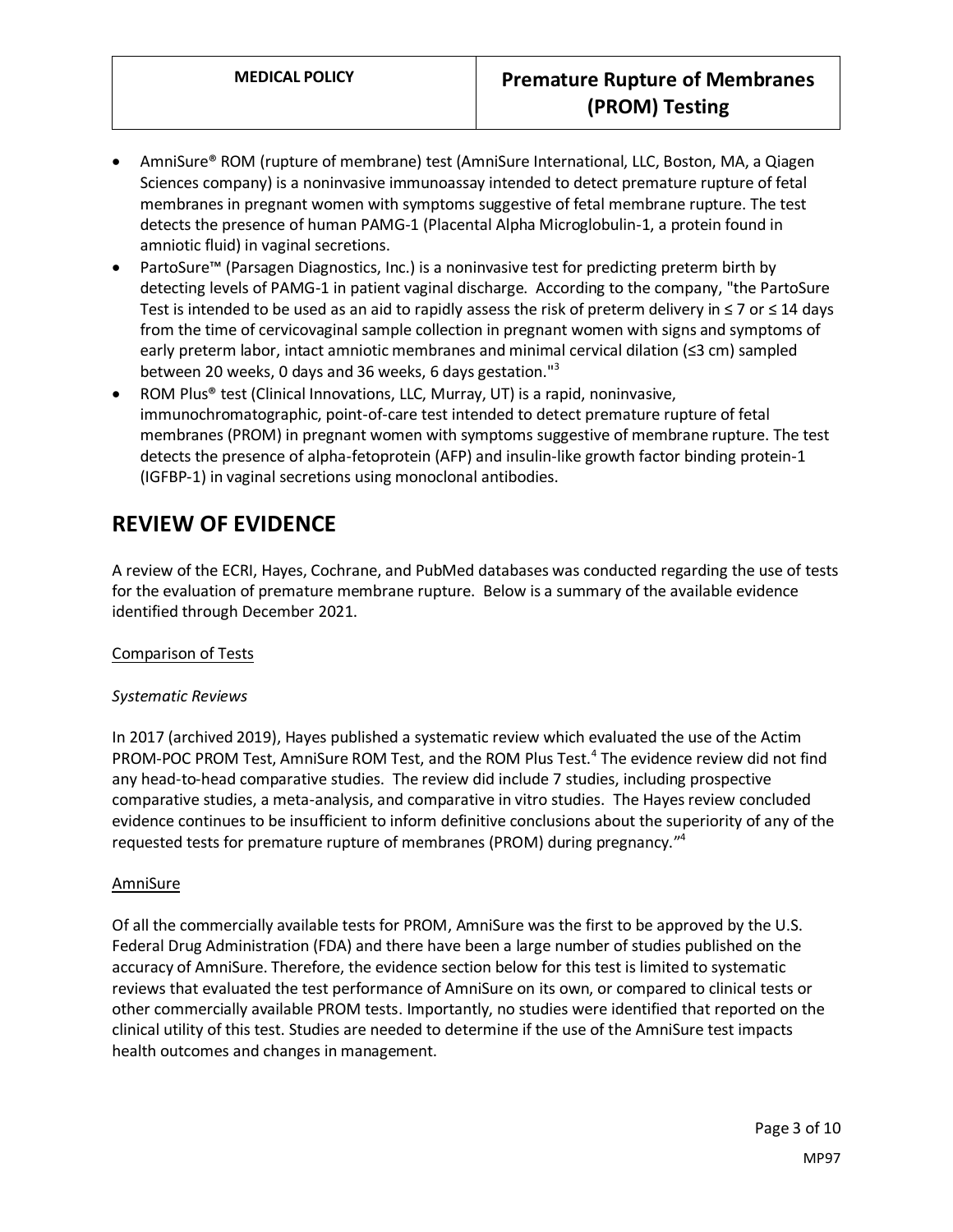- AmniSure® ROM (rupture of membrane) test (AmniSure International, LLC, Boston, MA, a Qiagen Sciences company) is a noninvasive immunoassay intended to detect premature rupture of fetal membranes in pregnant women with symptoms suggestive of fetal membrane rupture. The test detects the presence of human PAMG-1 (Placental Alpha Microglobulin-1, a protein found in amniotic fluid) in vaginal secretions.
- PartoSure™ (Parsagen Diagnostics, Inc.) is a noninvasive test for predicting preterm birth by detecting levels of PAMG-1 in patient vaginal discharge. According to the company, "the PartoSure Test is intended to be used as an aid to rapidly assess the risk of preterm delivery in ≤ 7 or ≤ 14 days from the time of cervicovaginal sample collection in pregnant women with signs and symptoms of early preterm labor, intact amniotic membranes and minimal cervical dilation (≤3 cm) sampled between 20 weeks, 0 days and 36 weeks, 6 days gestation."[3]
- ROM Plus® test (Clinical Innovations, LLC, Murray, UT) is a rapid, noninvasive, immunochromatographic, point-of-care test intended to detect premature rupture of fetal membranes (PROM) in pregnant women with symptoms suggestive of membrane rupture. The test detects the presence of alpha-fetoprotein (AFP) and insulin-like growth factor binding protein-1 (IGFBP-1) in vaginal secretions using monoclonal antibodies.

# REVIEW OF EVIDENCE

A review of the ECRI, Hayes, Cochrane, and PubMed databases was conducted regarding the use of tests for the evaluation of premature membrane rupture. Below is a summary of the available evidence identified through December 2021.

Comparison of Tests

*Systematic Reviews*

In 2017 (archived 2019), Hayes published a systematic review which evaluated the use of the Actim PROM-POC PROM Test, AmniSure ROM Test, and the ROM Plus Test.[4] The evidence review did not find any head-to-head comparative studies. The review did include 7 studies, including prospective comparative studies, a meta-analysis, and comparative in vitro studies. The Hayes review concluded evidence continues to be insufficient to inform definitive conclusions about the superiority of any of the requested tests for premature rupture of membranes (PROM) during pregnancy."[4]

AmniSure

Of all the commercially available tests for PROM, AmniSure was the first to be approved by the U.S. Federal Drug Administration (FDA) and there have been a large number of studies published on the accuracy of AmniSure. Therefore, the evidence section below for this test is limited to systematic reviews that evaluated the test performance of AmniSure on its own, or compared to clinical tests or other commercially available PROM tests. Importantly, no studies were identified that reported on the clinical utility of this test. Studies are needed to determine if the use of the AmniSure test impacts health outcomes and changes in management.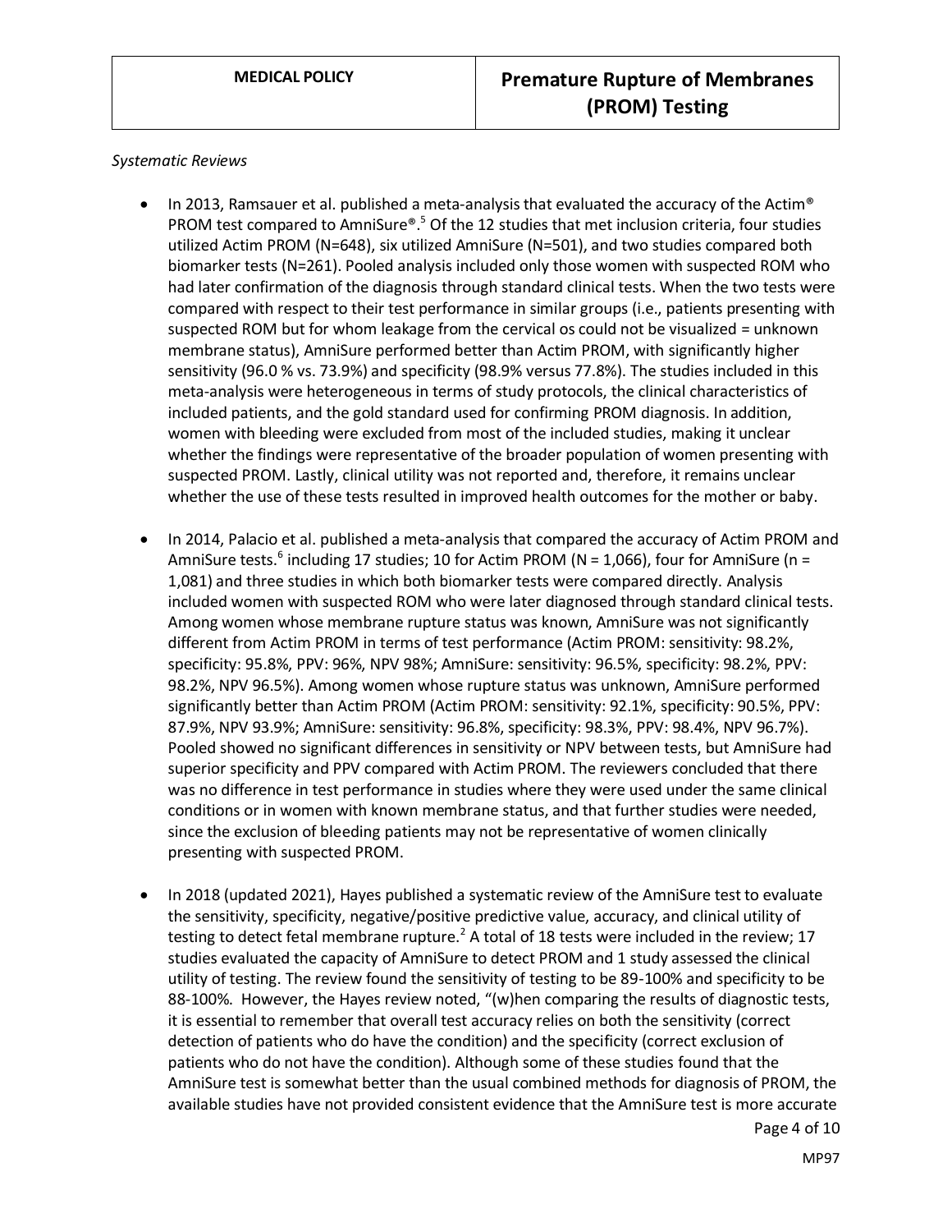*Systematic Reviews*

- In 2013, Ramsauer et al. published a meta-analysis that evaluated the accuracy of the Actim® PROM test compared to AmniSure®.[5] Of the 12 studies that met inclusion criteria, four studies utilized Actim PROM (N=648), six utilized AmniSure (N=501), and two studies compared both biomarker tests (N=261). Pooled analysis included only those women with suspected ROM who had later confirmation of the diagnosis through standard clinical tests. When the two tests were compared with respect to their test performance in similar groups (i.e., patients presenting with suspected ROM but for whom leakage from the cervical os could not be visualized = unknown membrane status), AmniSure performed better than Actim PROM, with significantly higher sensitivity (96.0 % vs. 73.9%) and specificity (98.9% versus 77.8%). The studies included in this meta-analysis were heterogeneous in terms of study protocols, the clinical characteristics of included patients, and the gold standard used for confirming PROM diagnosis. In addition, women with bleeding were excluded from most of the included studies, making it unclear whether the findings were representative of the broader population of women presenting with suspected PROM. Lastly, clinical utility was not reported and, therefore, it remains unclear whether the use of these tests resulted in improved health outcomes for the mother or baby.

- In 2014, Palacio et al. published a meta-analysis that compared the accuracy of Actim PROM and AmniSure tests.[6] including 17 studies; 10 for Actim PROM (N = 1,066), four for AmniSure (n = 1,081) and three studies in which both biomarker tests were compared directly. Analysis included women with suspected ROM who were later diagnosed through standard clinical tests. Among women whose membrane rupture status was known, AmniSure was not significantly different from Actim PROM in terms of test performance (Actim PROM: sensitivity: 98.2%, specificity: 95.8%, PPV: 96%, NPV 98%; AmniSure: sensitivity: 96.5%, specificity: 98.2%, PPV: 98.2%, NPV 96.5%). Among women whose rupture status was unknown, AmniSure performed significantly better than Actim PROM (Actim PROM: sensitivity: 92.1%, specificity: 90.5%, PPV: 87.9%, NPV 93.9%; AmniSure: sensitivity: 96.8%, specificity: 98.3%, PPV: 98.4%, NPV 96.7%). Pooled showed no significant differences in sensitivity or NPV between tests, but AmniSure had superior specificity and PPV compared with Actim PROM. The reviewers concluded that there was no difference in test performance in studies where they were used under the same clinical conditions or in women with known membrane status, and that further studies were needed, since the exclusion of bleeding patients may not be representative of women clinically presenting with suspected PROM.

- In 2018 (updated 2021), Hayes published a systematic review of the AmniSure test to evaluate the sensitivity, specificity, negative/positive predictive value, accuracy, and clinical utility of testing to detect fetal membrane rupture.[2] A total of 18 tests were included in the review; 17 studies evaluated the capacity of AmniSure to detect PROM and 1 study assessed the clinical utility of testing. The review found the sensitivity of testing to be 89-100% and specificity to be 88-100%. However, the Hayes review noted, "(w)hen comparing the results of diagnostic tests, it is essential to remember that overall test accuracy relies on both the sensitivity (correct detection of patients who do have the condition) and the specificity (correct exclusion of patients who do not have the condition). Although some of these studies found that the AmniSure test is somewhat better than the usual combined methods for diagnosis of PROM, the available studies have not provided consistent evidence that the AmniSure test is more accurate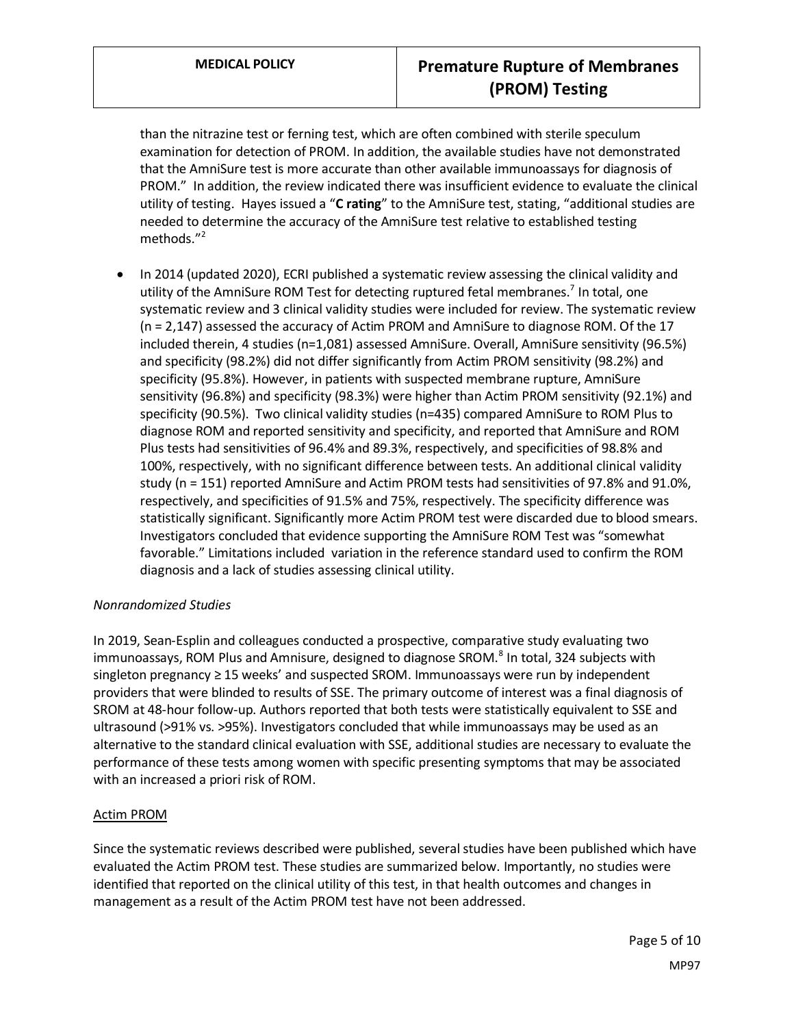than the nitrazine test or ferning test, which are often combined with sterile speculum examination for detection of PROM. In addition, the available studies have not demonstrated that the AmniSure test is more accurate than other available immunoassays for diagnosis of PROM." In addition, the review indicated there was insufficient evidence to evaluate the clinical utility of testing. Hayes issued a "**C rating**" to the AmniSure test, stating, "additional studies are needed to determine the accuracy of the AmniSure test relative to established testing methods."[2]

- In 2014 (updated 2020), ECRI published a systematic review assessing the clinical validity and utility of the AmniSure ROM Test for detecting ruptured fetal membranes.[7] In total, one systematic review and 3 clinical validity studies were included for review. The systematic review (n = 2,147) assessed the accuracy of Actim PROM and AmniSure to diagnose ROM. Of the 17 included therein, 4 studies (n=1,081) assessed AmniSure. Overall, AmniSure sensitivity (96.5%) and specificity (98.2%) did not differ significantly from Actim PROM sensitivity (98.2%) and specificity (95.8%). However, in patients with suspected membrane rupture, AmniSure sensitivity (96.8%) and specificity (98.3%) were higher than Actim PROM sensitivity (92.1%) and specificity (90.5%). Two clinical validity studies (n=435) compared AmniSure to ROM Plus to diagnose ROM and reported sensitivity and specificity, and reported that AmniSure and ROM Plus tests had sensitivities of 96.4% and 89.3%, respectively, and specificities of 98.8% and 100%, respectively, with no significant difference between tests. An additional clinical validity study (n = 151) reported AmniSure and Actim PROM tests had sensitivities of 97.8% and 91.0%, respectively, and specificities of 91.5% and 75%, respectively. The specificity difference was statistically significant. Significantly more Actim PROM test were discarded due to blood smears. Investigators concluded that evidence supporting the AmniSure ROM Test was "somewhat favorable." Limitations included variation in the reference standard used to confirm the ROM diagnosis and a lack of studies assessing clinical utility.

*Nonrandomized Studies*

In 2019, Sean-Esplin and colleagues conducted a prospective, comparative study evaluating two immunoassays, ROM Plus and Amnisure, designed to diagnose SROM.[8] In total, 324 subjects with singleton pregnancy ≥ 15 weeks' and suspected SROM. Immunoassays were run by independent providers that were blinded to results of SSE. The primary outcome of interest was a final diagnosis of SROM at 48-hour follow-up. Authors reported that both tests were statistically equivalent to SSE and ultrasound (>91% vs. >95%). Investigators concluded that while immunoassays may be used as an alternative to the standard clinical evaluation with SSE, additional studies are necessary to evaluate the performance of these tests among women with specific presenting symptoms that may be associated with an increased a priori risk of ROM.

<u>Actim PROM</u>

Since the systematic reviews described were published, several studies have been published which have evaluated the Actim PROM test. These studies are summarized below. Importantly, no studies were identified that reported on the clinical utility of this test, in that health outcomes and changes in management as a result of the Actim PROM test have not been addressed.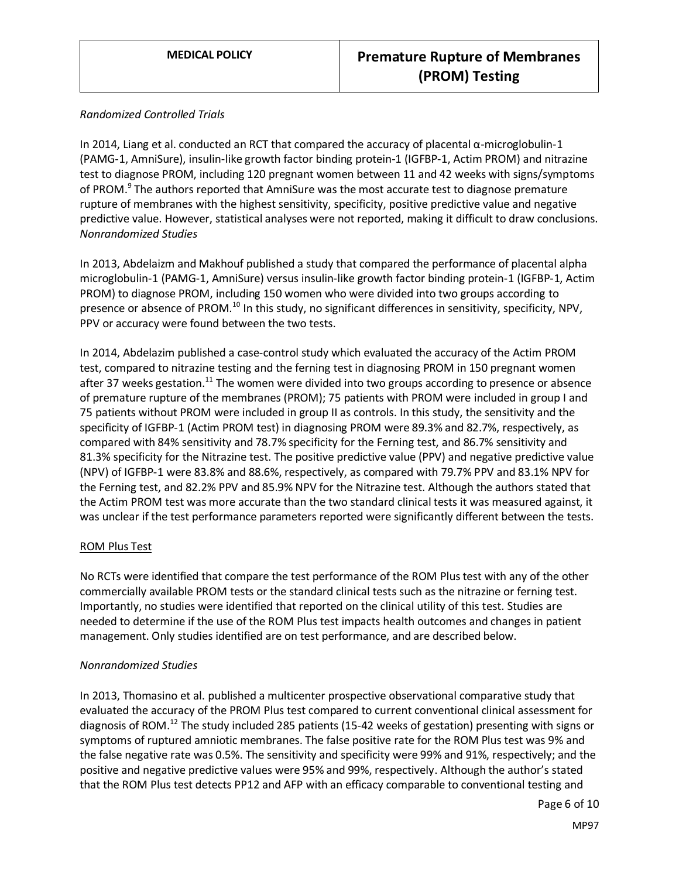*Randomized Controlled Trials*

In 2014, Liang et al. conducted an RCT that compared the accuracy of placental α-microglobulin-1 (PAMG-1, AmniSure), insulin-like growth factor binding protein-1 (IGFBP-1, Actim PROM) and nitrazine test to diagnose PROM, including 120 pregnant women between 11 and 42 weeks with signs/symptoms of PROM.[9] The authors reported that AmniSure was the most accurate test to diagnose premature rupture of membranes with the highest sensitivity, specificity, positive predictive value and negative predictive value. However, statistical analyses were not reported, making it difficult to draw conclusions.

*Nonrandomized Studies*

In 2013, Abdelaizm and Makhouf published a study that compared the performance of placental alpha microglobulin-1 (PAMG-1, AmniSure) versus insulin-like growth factor binding protein-1 (IGFBP-1, Actim PROM) to diagnose PROM, including 150 women who were divided into two groups according to presence or absence of PROM.[10] In this study, no significant differences in sensitivity, specificity, NPV, PPV or accuracy were found between the two tests.

In 2014, Abdelazim published a case-control study which evaluated the accuracy of the Actim PROM test, compared to nitrazine testing and the ferning test in diagnosing PROM in 150 pregnant women after 37 weeks gestation.[11] The women were divided into two groups according to presence or absence of premature rupture of the membranes (PROM); 75 patients with PROM were included in group I and 75 patients without PROM were included in group II as controls. In this study, the sensitivity and the specificity of IGFBP-1 (Actim PROM test) in diagnosing PROM were 89.3% and 82.7%, respectively, as compared with 84% sensitivity and 78.7% specificity for the Ferning test, and 86.7% sensitivity and 81.3% specificity for the Nitrazine test. The positive predictive value (PPV) and negative predictive value (NPV) of IGFBP-1 were 83.8% and 88.6%, respectively, as compared with 79.7% PPV and 83.1% NPV for the Ferning test, and 82.2% PPV and 85.9% NPV for the Nitrazine test. Although the authors stated that the Actim PROM test was more accurate than the two standard clinical tests it was measured against, it was unclear if the test performance parameters reported were significantly different between the tests.

<u>ROM Plus Test</u>

No RCTs were identified that compare the test performance of the ROM Plus test with any of the other commercially available PROM tests or the standard clinical tests such as the nitrazine or ferning test. Importantly, no studies were identified that reported on the clinical utility of this test. Studies are needed to determine if the use of the ROM Plus test impacts health outcomes and changes in patient management. Only studies identified are on test performance, and are described below.

*Nonrandomized Studies*

In 2013, Thomasino et al. published a multicenter prospective observational comparative study that evaluated the accuracy of the PROM Plus test compared to current conventional clinical assessment for diagnosis of ROM.[12] The study included 285 patients (15-42 weeks of gestation) presenting with signs or symptoms of ruptured amniotic membranes. The false positive rate for the ROM Plus test was 9% and the false negative rate was 0.5%. The sensitivity and specificity were 99% and 91%, respectively; and the positive and negative predictive values were 95% and 99%, respectively. Although the author's stated that the ROM Plus test detects PP12 and AFP with an efficacy comparable to conventional testing and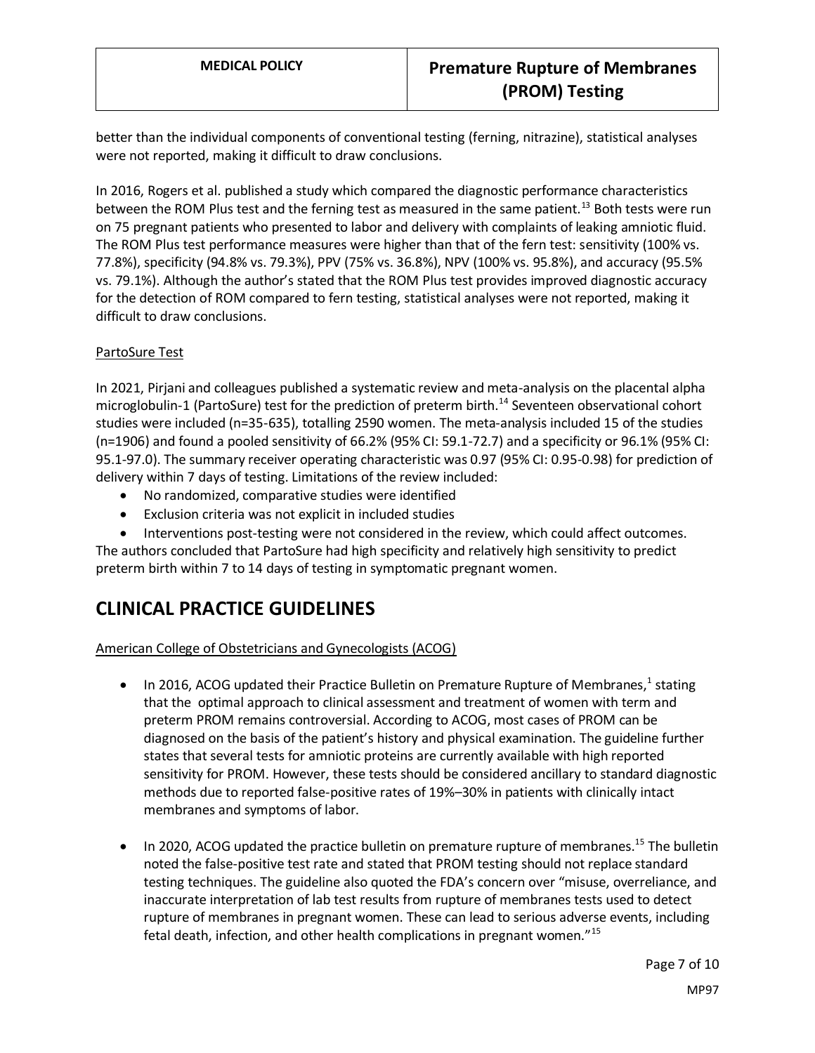better than the individual components of conventional testing (ferning, nitrazine), statistical analyses were not reported, making it difficult to draw conclusions.

In 2016, Rogers et al. published a study which compared the diagnostic performance characteristics between the ROM Plus test and the ferning test as measured in the same patient.[13] Both tests were run on 75 pregnant patients who presented to labor and delivery with complaints of leaking amniotic fluid. The ROM Plus test performance measures were higher than that of the fern test: sensitivity (100% vs. 77.8%), specificity (94.8% vs. 79.3%), PPV (75% vs. 36.8%), NPV (100% vs. 95.8%), and accuracy (95.5% vs. 79.1%). Although the author's stated that the ROM Plus test provides improved diagnostic accuracy for the detection of ROM compared to fern testing, statistical analyses were not reported, making it difficult to draw conclusions.

PartoSure Test

In 2021, Pirjani and colleagues published a systematic review and meta-analysis on the placental alpha microglobulin-1 (PartoSure) test for the prediction of preterm birth.[14] Seventeen observational cohort studies were included (n=35-635), totalling 2590 women. The meta-analysis included 15 of the studies (n=1906) and found a pooled sensitivity of 66.2% (95% CI: 59.1-72.7) and a specificity or 96.1% (95% CI: 95.1-97.0). The summary receiver operating characteristic was 0.97 (95% CI: 0.95-0.98) for prediction of delivery within 7 days of testing. Limitations of the review included:

- No randomized, comparative studies were identified
- Exclusion criteria was not explicit in included studies
- Interventions post-testing were not considered in the review, which could affect outcomes.

The authors concluded that PartoSure had high specificity and relatively high sensitivity to predict preterm birth within 7 to 14 days of testing in symptomatic pregnant women.

# CLINICAL PRACTICE GUIDELINES

American College of Obstetricians and Gynecologists (ACOG)

- In 2016, ACOG updated their Practice Bulletin on Premature Rupture of Membranes,[1] stating that the optimal approach to clinical assessment and treatment of women with term and preterm PROM remains controversial. According to ACOG, most cases of PROM can be diagnosed on the basis of the patient's history and physical examination. The guideline further states that several tests for amniotic proteins are currently available with high reported sensitivity for PROM. However, these tests should be considered ancillary to standard diagnostic methods due to reported false-positive rates of 19%–30% in patients with clinically intact membranes and symptoms of labor.

- In 2020, ACOG updated the practice bulletin on premature rupture of membranes.[15] The bulletin noted the false-positive test rate and stated that PROM testing should not replace standard testing techniques. The guideline also quoted the FDA's concern over "misuse, overreliance, and inaccurate interpretation of lab test results from rupture of membranes tests used to detect rupture of membranes in pregnant women. These can lead to serious adverse events, including fetal death, infection, and other health complications in pregnant women."[15]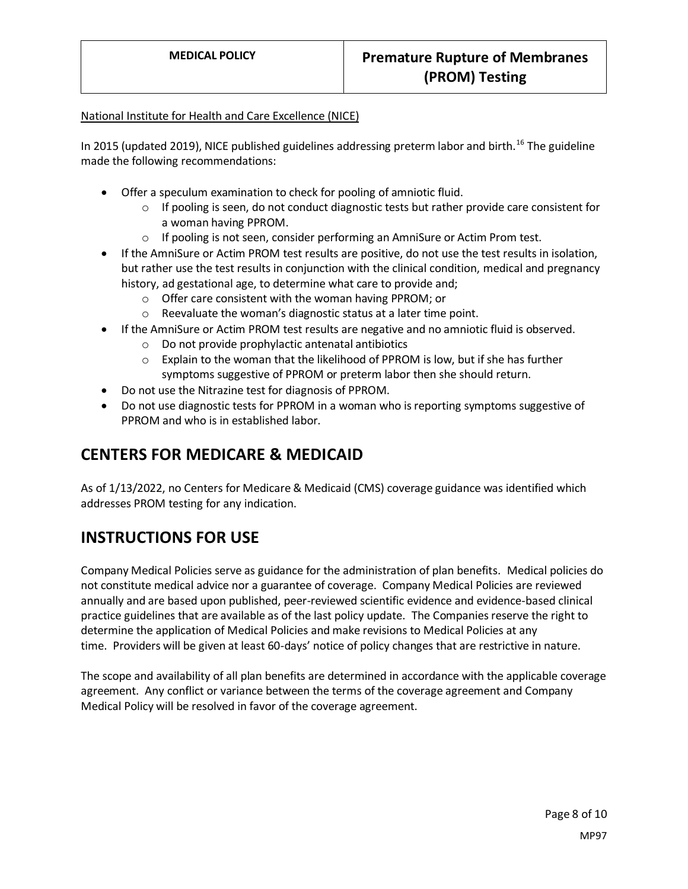National Institute for Health and Care Excellence (NICE)

In 2015 (updated 2019), NICE published guidelines addressing preterm labor and birth.[16] The guideline made the following recommendations:

- Offer a speculum examination to check for pooling of amniotic fluid.
  - If pooling is seen, do not conduct diagnostic tests but rather provide care consistent for a woman having PPROM.
  - If pooling is not seen, consider performing an AmniSure or Actim Prom test.
- If the AmniSure or Actim PROM test results are positive, do not use the test results in isolation, but rather use the test results in conjunction with the clinical condition, medical and pregnancy history, ad gestational age, to determine what care to provide and;
  - Offer care consistent with the woman having PPROM; or
  - Reevaluate the woman's diagnostic status at a later time point.
- If the AmniSure or Actim PROM test results are negative and no amniotic fluid is observed.
  - Do not provide prophylactic antenatal antibiotics
  - Explain to the woman that the likelihood of PPROM is low, but if she has further symptoms suggestive of PPROM or preterm labor then she should return.
- Do not use the Nitrazine test for diagnosis of PPROM.
- Do not use diagnostic tests for PPROM in a woman who is reporting symptoms suggestive of PPROM and who is in established labor.

# CENTERS FOR MEDICARE & MEDICAID

As of 1/13/2022, no Centers for Medicare & Medicaid (CMS) coverage guidance was identified which addresses PROM testing for any indication.

# INSTRUCTIONS FOR USE

Company Medical Policies serve as guidance for the administration of plan benefits. Medical policies do not constitute medical advice nor a guarantee of coverage. Company Medical Policies are reviewed annually and are based upon published, peer-reviewed scientific evidence and evidence-based clinical practice guidelines that are available as of the last policy update. The Companies reserve the right to determine the application of Medical Policies and make revisions to Medical Policies at any time. Providers will be given at least 60-days' notice of policy changes that are restrictive in nature.

The scope and availability of all plan benefits are determined in accordance with the applicable coverage agreement. Any conflict or variance between the terms of the coverage agreement and Company Medical Policy will be resolved in favor of the coverage agreement.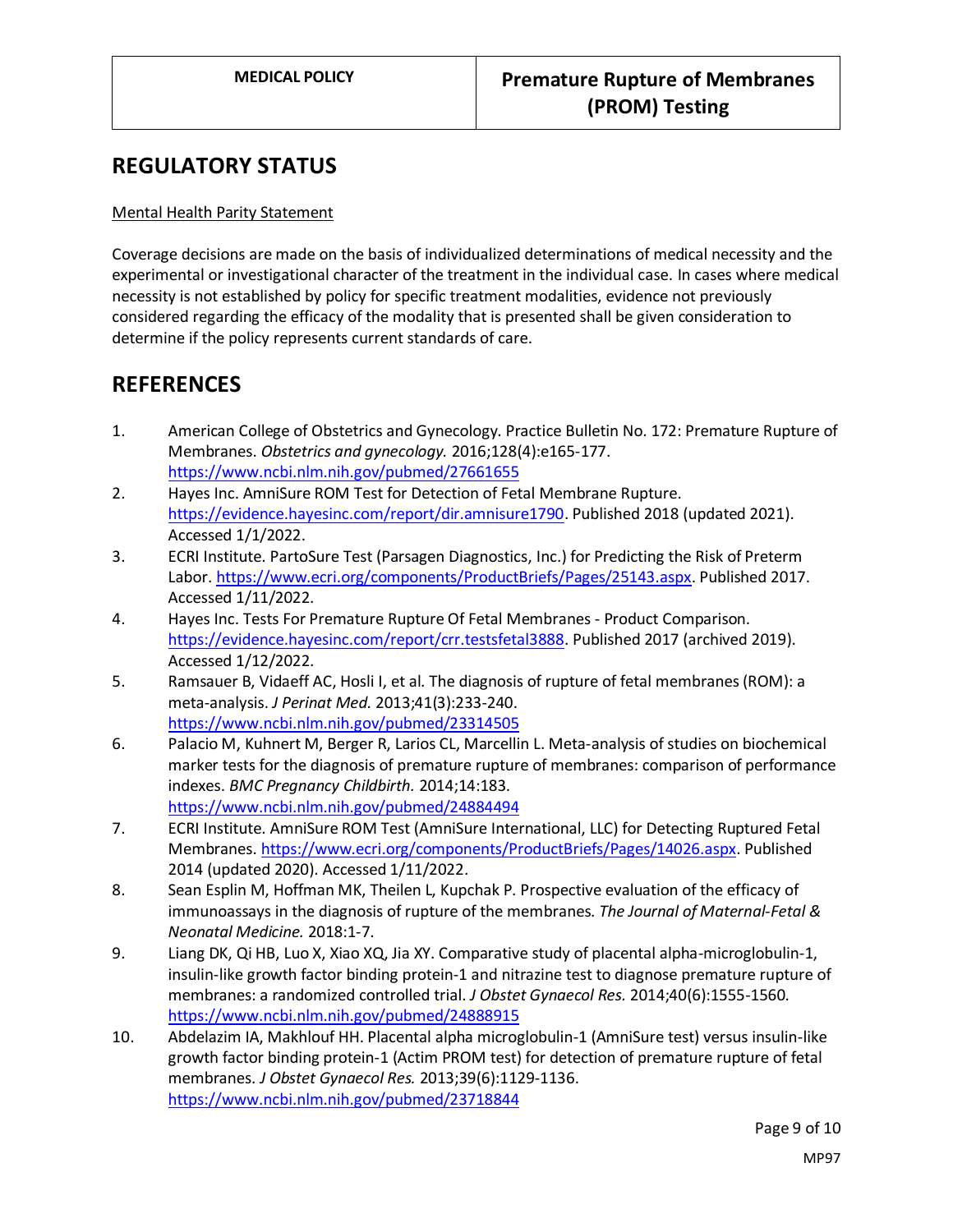## REGULATORY STATUS

Mental Health Parity Statement

Coverage decisions are made on the basis of individualized determinations of medical necessity and the experimental or investigational character of the treatment in the individual case. In cases where medical necessity is not established by policy for specific treatment modalities, evidence not previously considered regarding the efficacy of the modality that is presented shall be given consideration to determine if the policy represents current standards of care.

## REFERENCES

1. American College of Obstetrics and Gynecology. Practice Bulletin No. 172: Premature Rupture of Membranes. *Obstetrics and gynecology.* 2016;128(4):e165-177. https://www.ncbi.nlm.nih.gov/pubmed/27661655
2. Hayes Inc. AmniSure ROM Test for Detection of Fetal Membrane Rupture. https://evidence.hayesinc.com/report/dir.amnisure1790. Published 2018 (updated 2021). Accessed 1/1/2022.
3. ECRI Institute. PartoSure Test (Parsagen Diagnostics, Inc.) for Predicting the Risk of Preterm Labor. https://www.ecri.org/components/ProductBriefs/Pages/25143.aspx. Published 2017. Accessed 1/11/2022.
4. Hayes Inc. Tests For Premature Rupture Of Fetal Membranes - Product Comparison. https://evidence.hayesinc.com/report/crr.testsfetal3888. Published 2017 (archived 2019). Accessed 1/12/2022.
5. Ramsauer B, Vidaeff AC, Hosli I, et al. The diagnosis of rupture of fetal membranes (ROM): a meta-analysis. *J Perinat Med.* 2013;41(3):233-240. https://www.ncbi.nlm.nih.gov/pubmed/23314505
6. Palacio M, Kuhnert M, Berger R, Larios CL, Marcellin L. Meta-analysis of studies on biochemical marker tests for the diagnosis of premature rupture of membranes: comparison of performance indexes. *BMC Pregnancy Childbirth.* 2014;14:183. https://www.ncbi.nlm.nih.gov/pubmed/24884494
7. ECRI Institute. AmniSure ROM Test (AmniSure International, LLC) for Detecting Ruptured Fetal Membranes. https://www.ecri.org/components/ProductBriefs/Pages/14026.aspx. Published 2014 (updated 2020). Accessed 1/11/2022.
8. Sean Esplin M, Hoffman MK, Theilen L, Kupchak P. Prospective evaluation of the efficacy of immunoassays in the diagnosis of rupture of the membranes. *The Journal of Maternal-Fetal & Neonatal Medicine.* 2018:1-7.
9. Liang DK, Qi HB, Luo X, Xiao XQ, Jia XY. Comparative study of placental alpha-microglobulin-1, insulin-like growth factor binding protein-1 and nitrazine test to diagnose premature rupture of membranes: a randomized controlled trial. *J Obstet Gynaecol Res.* 2014;40(6):1555-1560. https://www.ncbi.nlm.nih.gov/pubmed/24888915
10. Abdelazim IA, Makhlouf HH. Placental alpha microglobulin-1 (AmniSure test) versus insulin-like growth factor binding protein-1 (Actim PROM test) for detection of premature rupture of fetal membranes. *J Obstet Gynaecol Res.* 2013;39(6):1129-1136. https://www.ncbi.nlm.nih.gov/pubmed/23718844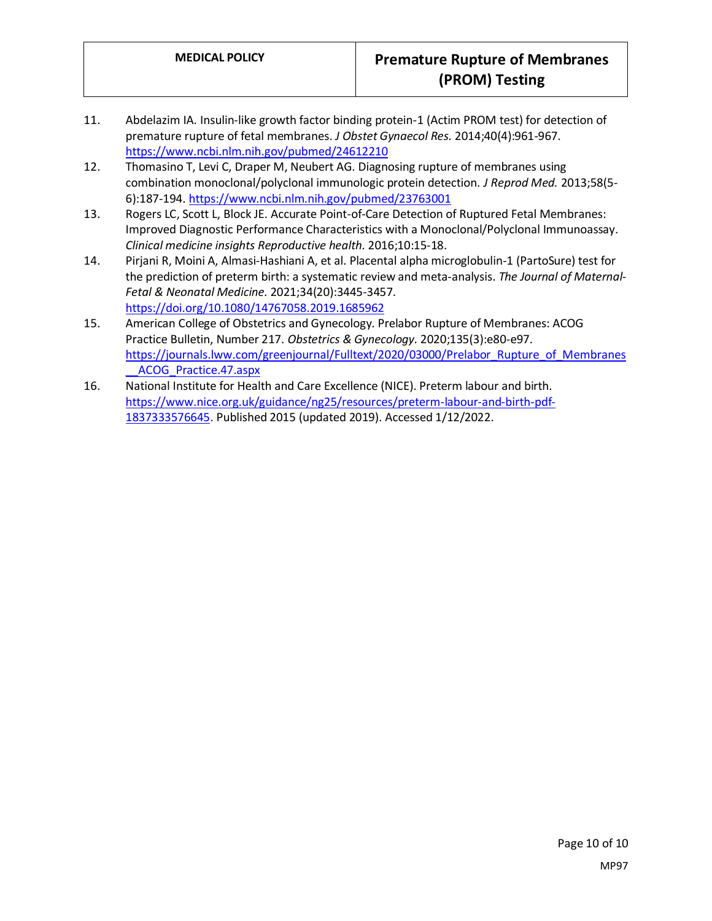11. Abdelazim IA. Insulin-like growth factor binding protein-1 (Actim PROM test) for detection of premature rupture of fetal membranes. *J Obstet Gynaecol Res.* 2014;40(4):961-967. https://www.ncbi.nlm.nih.gov/pubmed/24612210
12. Thomasino T, Levi C, Draper M, Neubert AG. Diagnosing rupture of membranes using combination monoclonal/polyclonal immunologic protein detection. *J Reprod Med.* 2013;58(5-6):187-194. https://www.ncbi.nlm.nih.gov/pubmed/23763001
13. Rogers LC, Scott L, Block JE. Accurate Point-of-Care Detection of Ruptured Fetal Membranes: Improved Diagnostic Performance Characteristics with a Monoclonal/Polyclonal Immunoassay. *Clinical medicine insights Reproductive health.* 2016;10:15-18.
14. Pirjani R, Moini A, Almasi-Hashiani A, et al. Placental alpha microglobulin-1 (PartoSure) test for the prediction of preterm birth: a systematic review and meta-analysis. *The Journal of Maternal-Fetal & Neonatal Medicine.* 2021;34(20):3445-3457. https://doi.org/10.1080/14767058.2019.1685962
15. American College of Obstetrics and Gynecology. Prelabor Rupture of Membranes: ACOG Practice Bulletin, Number 217. *Obstetrics & Gynecology.* 2020;135(3):e80-e97. https://journals.lww.com/greenjournal/Fulltext/2020/03000/Prelabor_Rupture_of_Membranes__ACOG_Practice.47.aspx
16. National Institute for Health and Care Excellence (NICE). Preterm labour and birth. https://www.nice.org.uk/guidance/ng25/resources/preterm-labour-and-birth-pdf-1837333576645. Published 2015 (updated 2019). Accessed 1/12/2022.